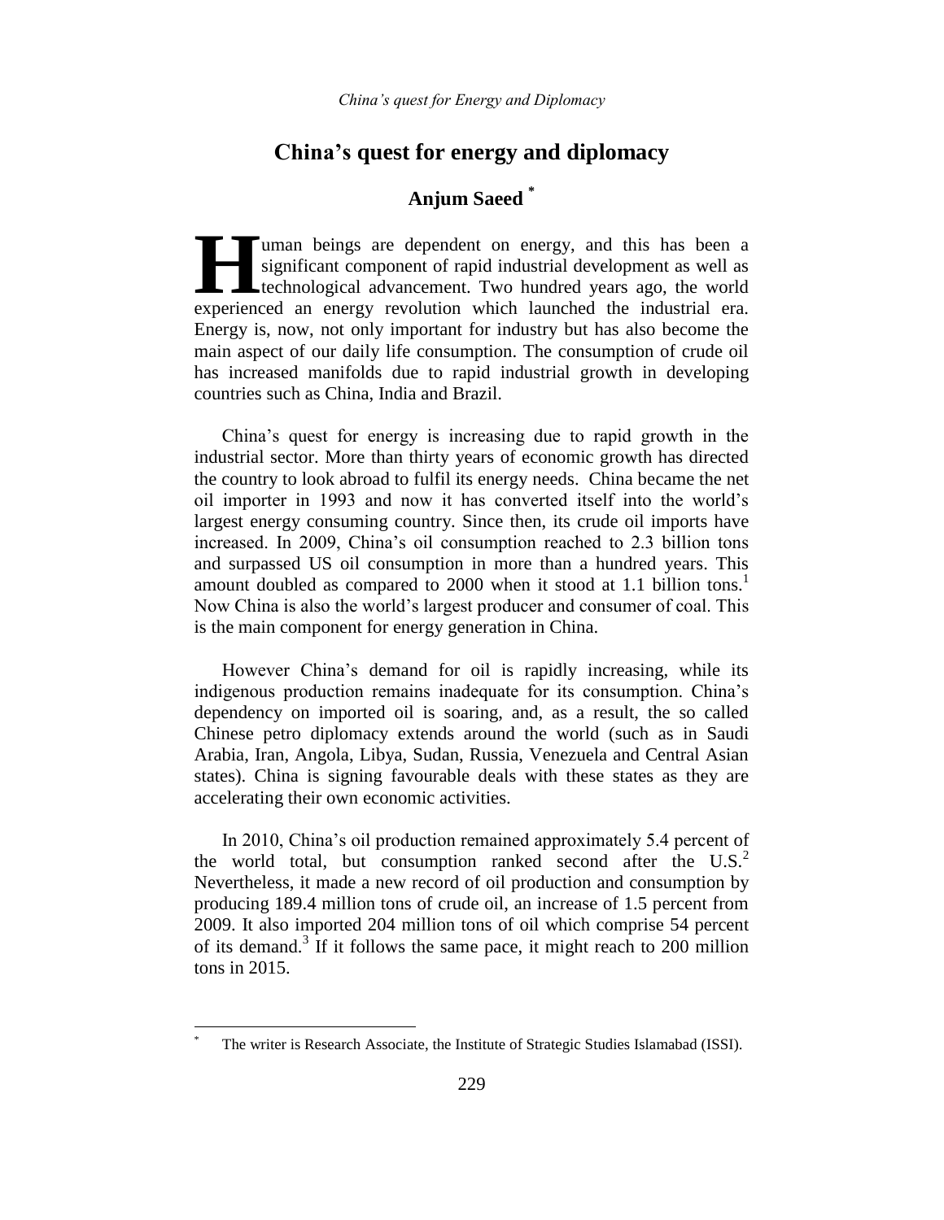# China's quest for energy and diplomacy

## Anjum Saeed *

Human beings are dependent on energy, and this has been a significant component of rapid industrial development as well as technological advancement. Two hundred years ago, the world experienced an energy revolution which launched the industrial era. Energy is, now, not only important for industry but has also become the main aspect of our daily life consumption. The consumption of crude oil has increased manifolds due to rapid industrial growth in developing countries such as China, India and Brazil.

China's quest for energy is increasing due to rapid growth in the industrial sector. More than thirty years of economic growth has directed the country to look abroad to fulfil its energy needs. China became the net oil importer in 1993 and now it has converted itself into the world's largest energy consuming country. Since then, its crude oil imports have increased. In 2009, China's oil consumption reached to 2.3 billion tons and surpassed US oil consumption in more than a hundred years. This amount doubled as compared to 2000 when it stood at 1.1 billion tons.[1] Now China is also the world's largest producer and consumer of coal. This is the main component for energy generation in China.

However China's demand for oil is rapidly increasing, while its indigenous production remains inadequate for its consumption. China's dependency on imported oil is soaring, and, as a result, the so called Chinese petro diplomacy extends around the world (such as in Saudi Arabia, Iran, Angola, Libya, Sudan, Russia, Venezuela and Central Asian states). China is signing favourable deals with these states as they are accelerating their own economic activities.

In 2010, China's oil production remained approximately 5.4 percent of the world total, but consumption ranked second after the U.S.[2] Nevertheless, it made a new record of oil production and consumption by producing 189.4 million tons of crude oil, an increase of 1.5 percent from 2009. It also imported 204 million tons of oil which comprise 54 percent of its demand.[3] If it follows the same pace, it might reach to 200 million tons in 2015.

* The writer is Research Associate, the Institute of Strategic Studies Islamabad (ISSI).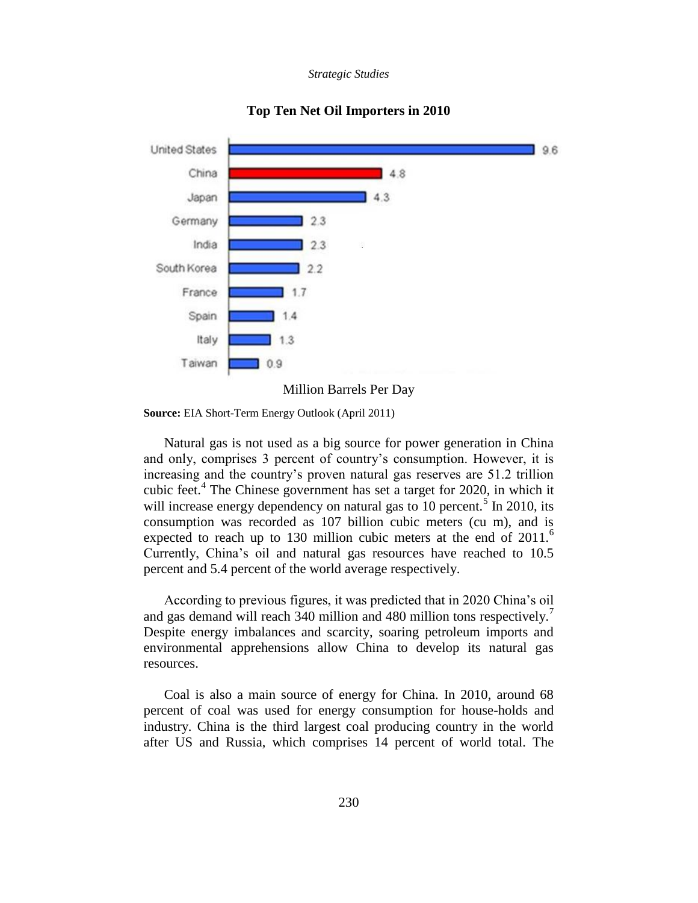**Top Ten Net Oil Importers in 2010**

United States 9.6
China 4.8
Japan 4.3
Germany 2.3
India 2.3
South Korea 2.2
France 1.7
Spain 1.4
Italy 1.3
Taiwan 0.9

Million Barrels Per Day

**Source:** EIA Short-Term Energy Outlook (April 2011)

Natural gas is not used as a big source for power generation in China and only, comprises 3 percent of country's consumption. However, it is increasing and the country's proven natural gas reserves are 51.2 trillion cubic feet.[4] The Chinese government has set a target for 2020, in which it will increase energy dependency on natural gas to 10 percent.[5] In 2010, its consumption was recorded as 107 billion cubic meters (cu m), and is expected to reach up to 130 million cubic meters at the end of 2011.[6] Currently, China's oil and natural gas resources have reached to 10.5 percent and 5.4 percent of the world average respectively.

According to previous figures, it was predicted that in 2020 China's oil and gas demand will reach 340 million and 480 million tons respectively.[7] Despite energy imbalances and scarcity, soaring petroleum imports and environmental apprehensions allow China to develop its natural gas resources.

Coal is also a main source of energy for China. In 2010, around 68 percent of coal was used for energy consumption for house-holds and industry. China is the third largest coal producing country in the world after US and Russia, which comprises 14 percent of world total. The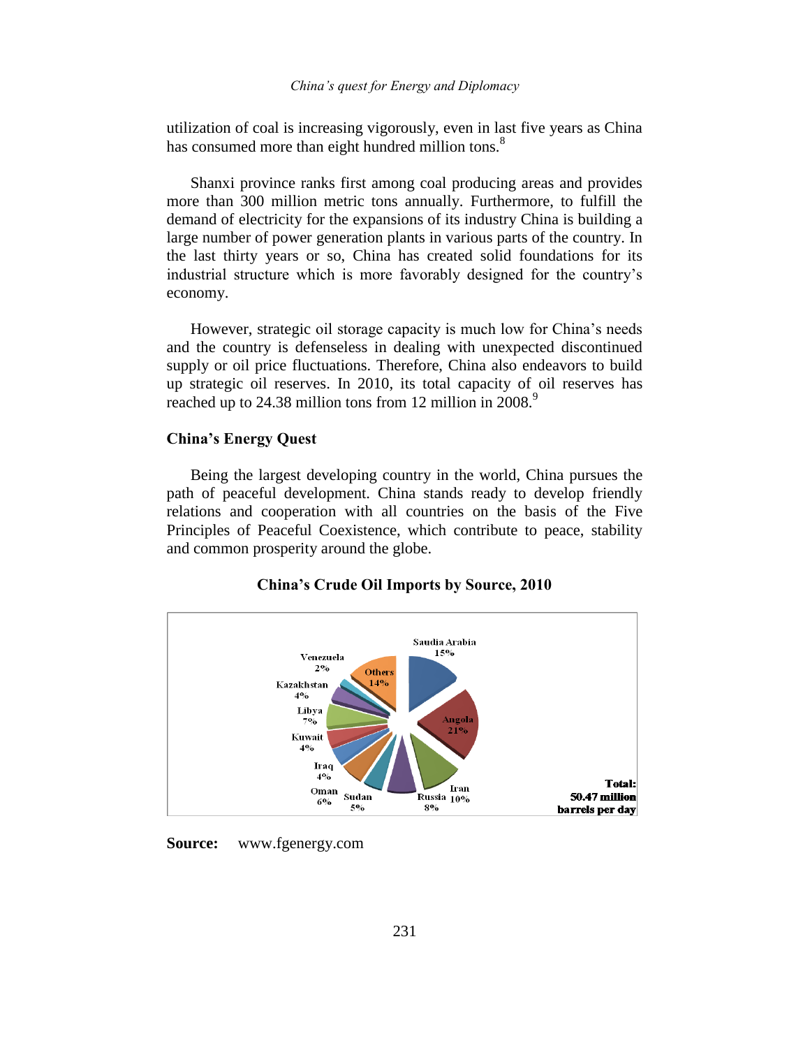utilization of coal is increasing vigorously, even in last five years as China has consumed more than eight hundred million tons.[8]

Shanxi province ranks first among coal producing areas and provides more than 300 million metric tons annually. Furthermore, to fulfill the demand of electricity for the expansions of its industry China is building a large number of power generation plants in various parts of the country. In the last thirty years or so, China has created solid foundations for its industrial structure which is more favorably designed for the country's economy.

However, strategic oil storage capacity is much low for China's needs and the country is defenseless in dealing with unexpected discontinued supply or oil price fluctuations. Therefore, China also endeavors to build up strategic oil reserves. In 2010, its total capacity of oil reserves has reached up to 24.38 million tons from 12 million in 2008.[9]

## China's Energy Quest

Being the largest developing country in the world, China pursues the path of peaceful development. China stands ready to develop friendly relations and cooperation with all countries on the basis of the Five Principles of Peaceful Coexistence, which contribute to peace, stability and common prosperity around the globe.

**China's Crude Oil Imports by Source, 2010**

Saudia Arabia 15%
Angola 21%
Iran 10%
Russia 8%
Sudan 5%
Oman 6%
Iraq 4%
Kuwait 4%
Libya 7%
Kazakhstan 4%
Venezuela 2%
Others 14%

Total: 50.47 million barrels per day

**Source:** www.fgenergy.com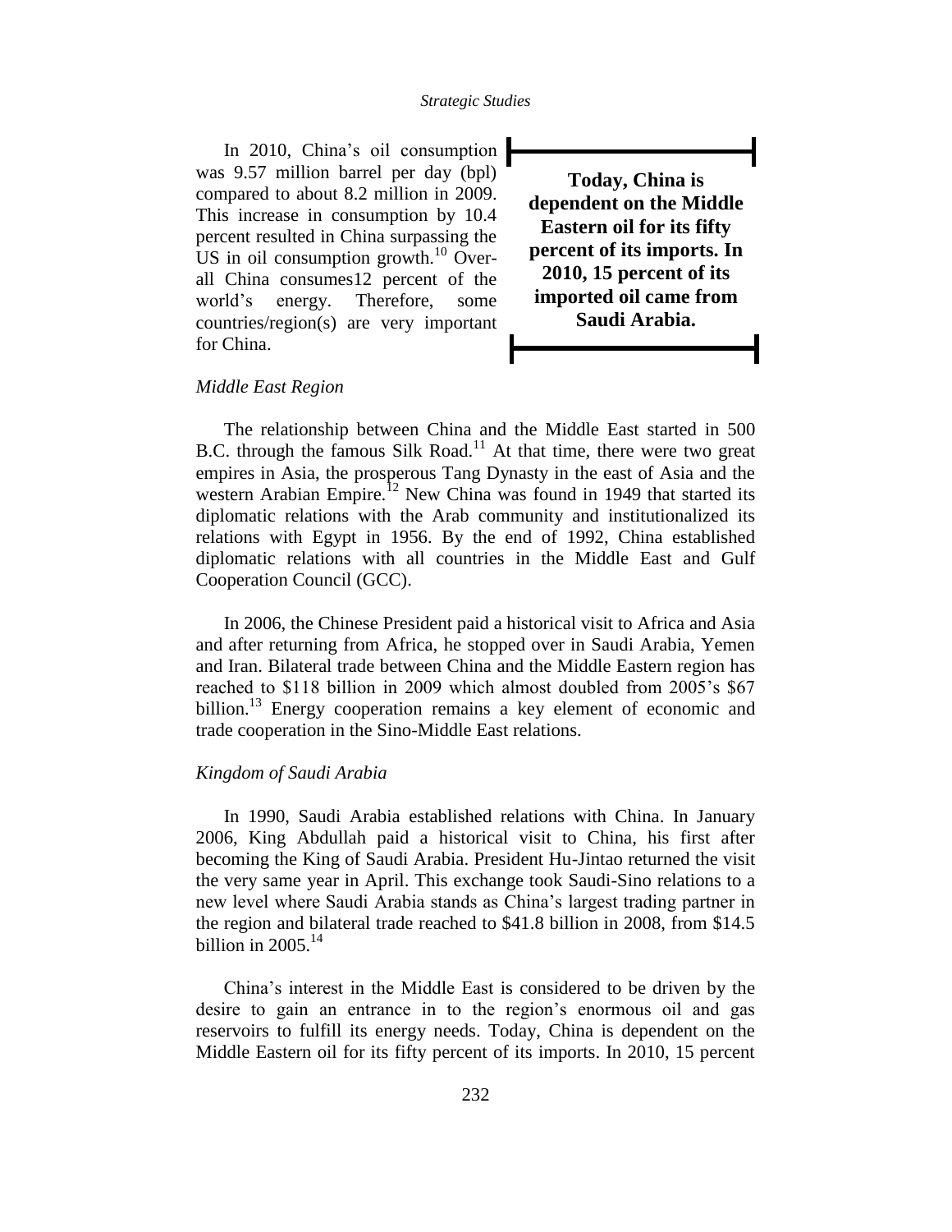In 2010, China's oil consumption was 9.57 million barrel per day (bpl) compared to about 8.2 million in 2009. This increase in consumption by 10.4 percent resulted in China surpassing the US in oil consumption growth.[10] Over-all China consumes12 percent of the world's energy. Therefore, some countries/region(s) are very important for China.

**Today, China is dependent on the Middle Eastern oil for its fifty percent of its imports. In 2010, 15 percent of its imported oil came from Saudi Arabia.**

*Middle East Region*

The relationship between China and the Middle East started in 500 B.C. through the famous Silk Road.[11] At that time, there were two great empires in Asia, the prosperous Tang Dynasty in the east of Asia and the western Arabian Empire.[12] New China was found in 1949 that started its diplomatic relations with the Arab community and institutionalized its relations with Egypt in 1956. By the end of 1992, China established diplomatic relations with all countries in the Middle East and Gulf Cooperation Council (GCC).

In 2006, the Chinese President paid a historical visit to Africa and Asia and after returning from Africa, he stopped over in Saudi Arabia, Yemen and Iran. Bilateral trade between China and the Middle Eastern region has reached to \$118 billion in 2009 which almost doubled from 2005's \$67 billion.[13] Energy cooperation remains a key element of economic and trade cooperation in the Sino-Middle East relations.

*Kingdom of Saudi Arabia*

In 1990, Saudi Arabia established relations with China. In January 2006, King Abdullah paid a historical visit to China, his first after becoming the King of Saudi Arabia. President Hu-Jintao returned the visit the very same year in April. This exchange took Saudi-Sino relations to a new level where Saudi Arabia stands as China's largest trading partner in the region and bilateral trade reached to \$41.8 billion in 2008, from \$14.5 billion in 2005.[14]

China's interest in the Middle East is considered to be driven by the desire to gain an entrance in to the region's enormous oil and gas reservoirs to fulfill its energy needs. Today, China is dependent on the Middle Eastern oil for its fifty percent of its imports. In 2010, 15 percent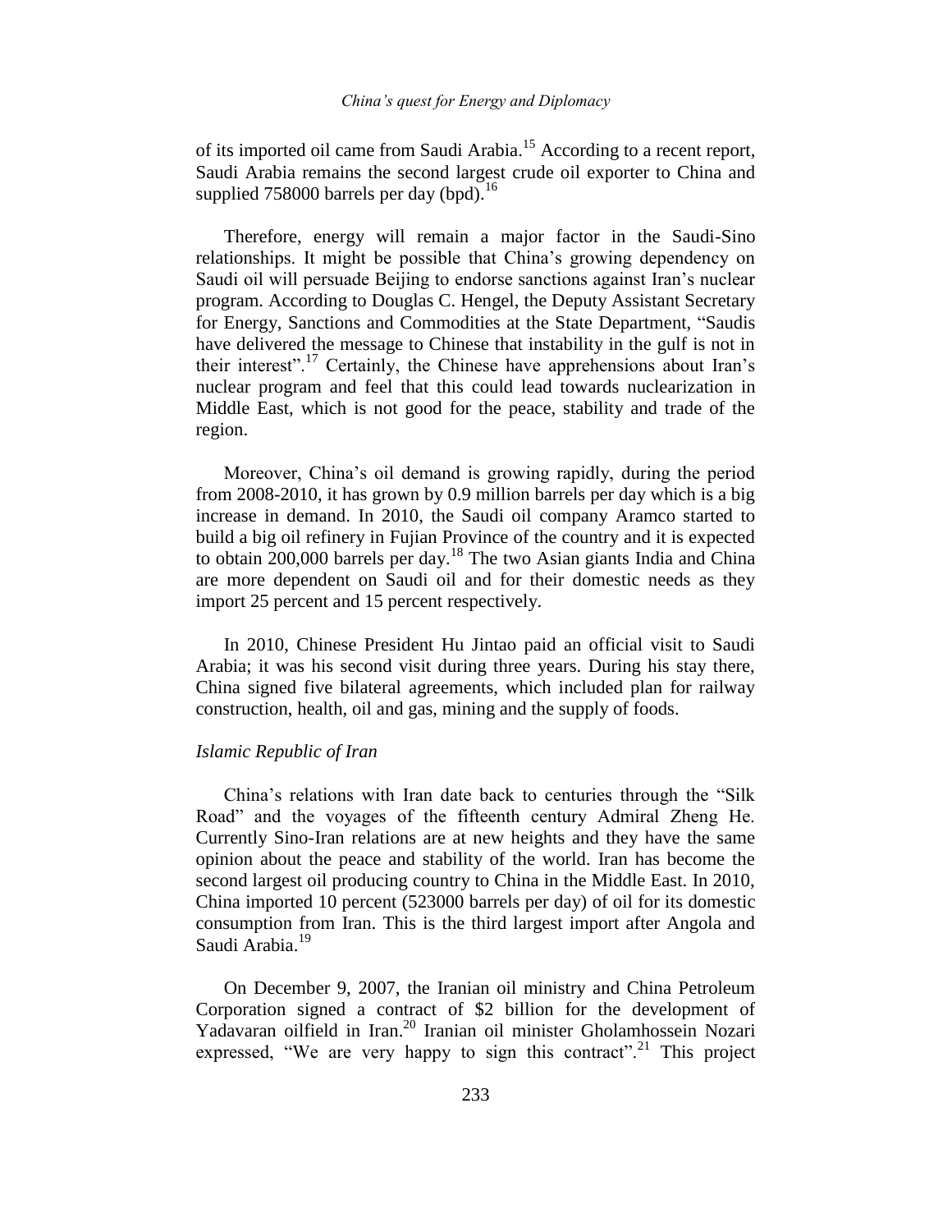of its imported oil came from Saudi Arabia.[15] According to a recent report, Saudi Arabia remains the second largest crude oil exporter to China and supplied 758000 barrels per day (bpd).[16]

Therefore, energy will remain a major factor in the Saudi-Sino relationships. It might be possible that China's growing dependency on Saudi oil will persuade Beijing to endorse sanctions against Iran's nuclear program. According to Douglas C. Hengel, the Deputy Assistant Secretary for Energy, Sanctions and Commodities at the State Department, "Saudis have delivered the message to Chinese that instability in the gulf is not in their interest".[17] Certainly, the Chinese have apprehensions about Iran's nuclear program and feel that this could lead towards nuclearization in Middle East, which is not good for the peace, stability and trade of the region.

Moreover, China's oil demand is growing rapidly, during the period from 2008-2010, it has grown by 0.9 million barrels per day which is a big increase in demand. In 2010, the Saudi oil company Aramco started to build a big oil refinery in Fujian Province of the country and it is expected to obtain 200,000 barrels per day.[18] The two Asian giants India and China are more dependent on Saudi oil and for their domestic needs as they import 25 percent and 15 percent respectively.

In 2010, Chinese President Hu Jintao paid an official visit to Saudi Arabia; it was his second visit during three years. During his stay there, China signed five bilateral agreements, which included plan for railway construction, health, oil and gas, mining and the supply of foods.

*Islamic Republic of Iran*

China's relations with Iran date back to centuries through the "Silk Road" and the voyages of the fifteenth century Admiral Zheng He. Currently Sino-Iran relations are at new heights and they have the same opinion about the peace and stability of the world. Iran has become the second largest oil producing country to China in the Middle East. In 2010, China imported 10 percent (523000 barrels per day) of oil for its domestic consumption from Iran. This is the third largest import after Angola and Saudi Arabia.[19]

On December 9, 2007, the Iranian oil ministry and China Petroleum Corporation signed a contract of $2 billion for the development of Yadavaran oilfield in Iran.[20] Iranian oil minister Gholamhossein Nozari expressed, "We are very happy to sign this contract".[21] This project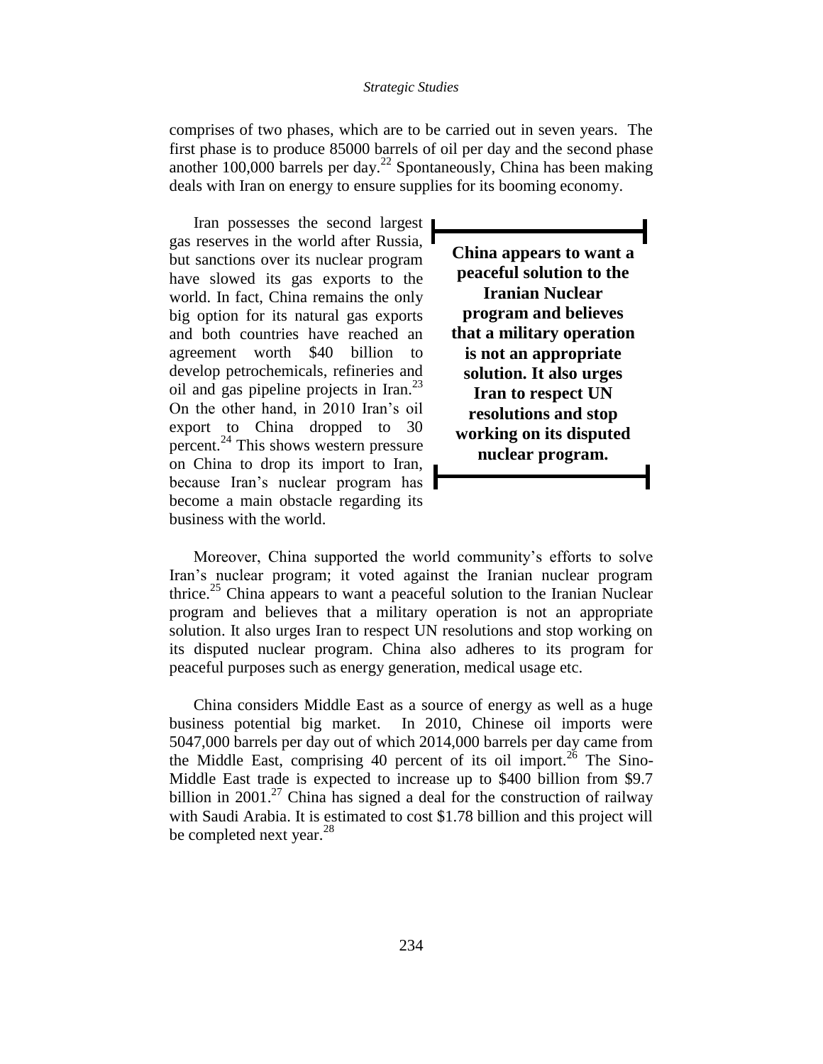comprises of two phases, which are to be carried out in seven years. The first phase is to produce 85000 barrels of oil per day and the second phase another 100,000 barrels per day.[22] Spontaneously, China has been making deals with Iran on energy to ensure supplies for its booming economy.

Iran possesses the second largest gas reserves in the world after Russia, but sanctions over its nuclear program have slowed its gas exports to the world. In fact, China remains the only big option for its natural gas exports and both countries have reached an agreement worth $40 billion to develop petrochemicals, refineries and oil and gas pipeline projects in Iran.[23] On the other hand, in 2010 Iran's oil export to China dropped to 30 percent.[24] This shows western pressure on China to drop its import to Iran, because Iran's nuclear program has become a main obstacle regarding its business with the world.

> **China appears to want a peaceful solution to the Iranian Nuclear program and believes that a military operation is not an appropriate solution. It also urges Iran to respect UN resolutions and stop working on its disputed nuclear program.**

Moreover, China supported the world community's efforts to solve Iran's nuclear program; it voted against the Iranian nuclear program thrice.[25] China appears to want a peaceful solution to the Iranian Nuclear program and believes that a military operation is not an appropriate solution. It also urges Iran to respect UN resolutions and stop working on its disputed nuclear program. China also adheres to its program for peaceful purposes such as energy generation, medical usage etc.

China considers Middle East as a source of energy as well as a huge business potential big market. In 2010, Chinese oil imports were 5047,000 barrels per day out of which 2014,000 barrels per day came from the Middle East, comprising 40 percent of its oil import.[26] The Sino-Middle East trade is expected to increase up to $400 billion from $9.7 billion in 2001.[27] China has signed a deal for the construction of railway with Saudi Arabia. It is estimated to cost $1.78 billion and this project will be completed next year.[28]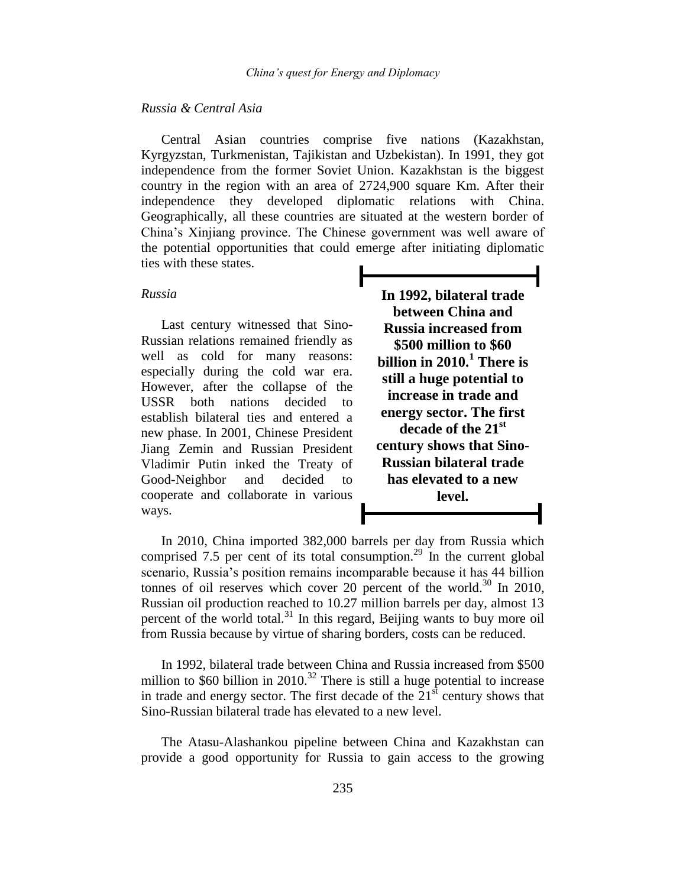*Russia & Central Asia*

Central Asian countries comprise five nations (Kazakhstan, Kyrgyzstan, Turkmenistan, Tajikistan and Uzbekistan). In 1991, they got independence from the former Soviet Union. Kazakhstan is the biggest country in the region with an area of 2724,900 square Km. After their independence they developed diplomatic relations with China. Geographically, all these countries are situated at the western border of China's Xinjiang province. The Chinese government was well aware of the potential opportunities that could emerge after initiating diplomatic ties with these states.

*Russia*

Last century witnessed that Sino-Russian relations remained friendly as well as cold for many reasons: especially during the cold war era. However, after the collapse of the USSR both nations decided to establish bilateral ties and entered a new phase. In 2001, Chinese President Jiang Zemin and Russian President Vladimir Putin inked the Treaty of Good-Neighbor and decided to cooperate and collaborate in various ways.

**In 1992, bilateral trade between China and Russia increased from \$500 million to \$60 billion in 2010.[1] There is still a huge potential to increase in trade and energy sector. The first decade of the 21st century shows that Sino-Russian bilateral trade has elevated to a new level.**

In 2010, China imported 382,000 barrels per day from Russia which comprised 7.5 per cent of its total consumption.[29] In the current global scenario, Russia's position remains incomparable because it has 44 billion tonnes of oil reserves which cover 20 percent of the world.[30] In 2010, Russian oil production reached to 10.27 million barrels per day, almost 13 percent of the world total.[31] In this regard, Beijing wants to buy more oil from Russia because by virtue of sharing borders, costs can be reduced.

In 1992, bilateral trade between China and Russia increased from \$500 million to \$60 billion in 2010.[32] There is still a huge potential to increase in trade and energy sector. The first decade of the 21st century shows that Sino-Russian bilateral trade has elevated to a new level.

The Atasu-Alashankou pipeline between China and Kazakhstan can provide a good opportunity for Russia to gain access to the growing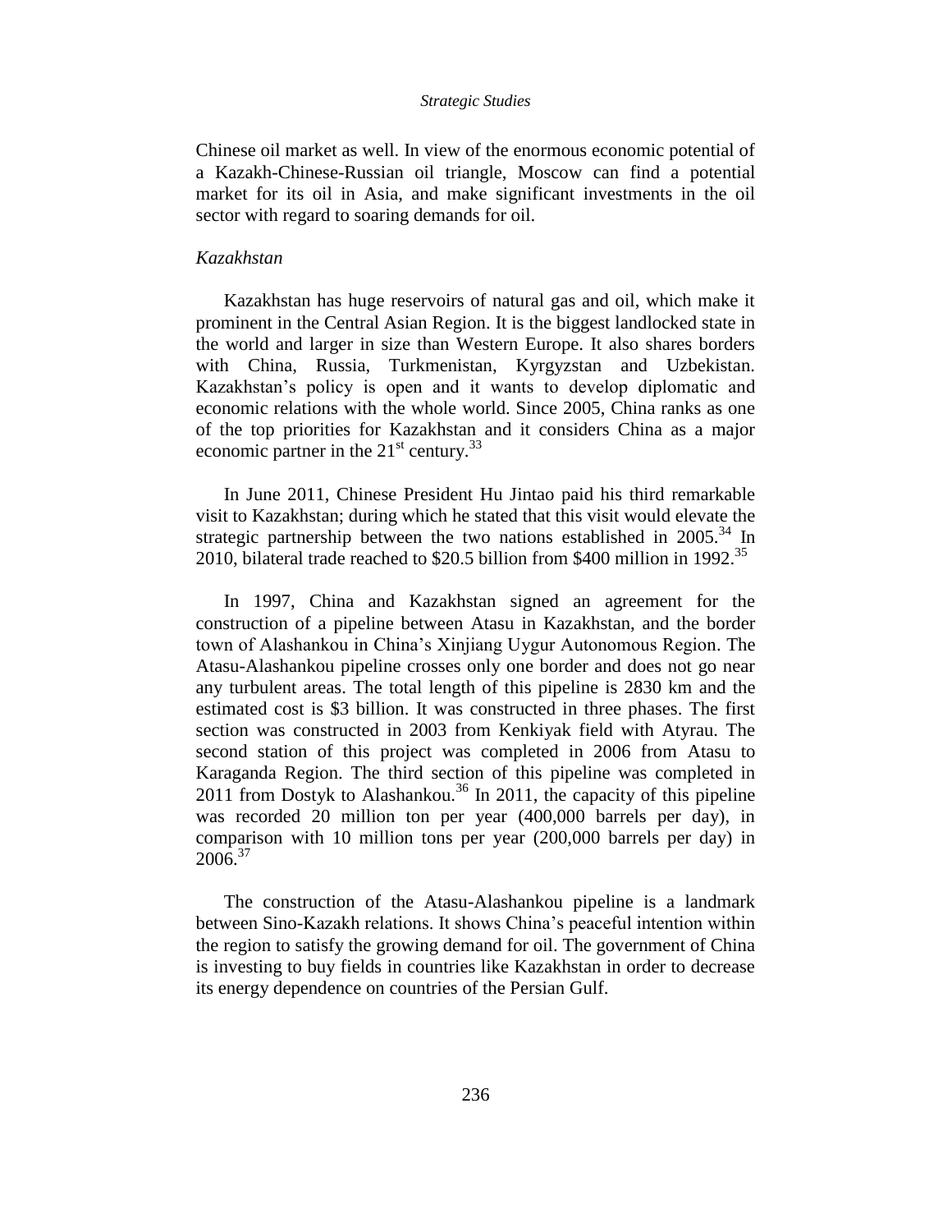Chinese oil market as well. In view of the enormous economic potential of a Kazakh-Chinese-Russian oil triangle, Moscow can find a potential market for its oil in Asia, and make significant investments in the oil sector with regard to soaring demands for oil.

*Kazakhstan*

Kazakhstan has huge reservoirs of natural gas and oil, which make it prominent in the Central Asian Region. It is the biggest landlocked state in the world and larger in size than Western Europe. It also shares borders with China, Russia, Turkmenistan, Kyrgyzstan and Uzbekistan. Kazakhstan's policy is open and it wants to develop diplomatic and economic relations with the whole world. Since 2005, China ranks as one of the top priorities for Kazakhstan and it considers China as a major economic partner in the 21st century.[33]

In June 2011, Chinese President Hu Jintao paid his third remarkable visit to Kazakhstan; during which he stated that this visit would elevate the strategic partnership between the two nations established in 2005.[34] In 2010, bilateral trade reached to $20.5 billion from $400 million in 1992.[35]

In 1997, China and Kazakhstan signed an agreement for the construction of a pipeline between Atasu in Kazakhstan, and the border town of Alashankou in China's Xinjiang Uygur Autonomous Region. The Atasu-Alashankou pipeline crosses only one border and does not go near any turbulent areas. The total length of this pipeline is 2830 km and the estimated cost is $3 billion. It was constructed in three phases. The first section was constructed in 2003 from Kenkiyak field with Atyrau. The second station of this project was completed in 2006 from Atasu to Karaganda Region. The third section of this pipeline was completed in 2011 from Dostyk to Alashankou.[36] In 2011, the capacity of this pipeline was recorded 20 million ton per year (400,000 barrels per day), in comparison with 10 million tons per year (200,000 barrels per day) in 2006.[37]

The construction of the Atasu-Alashankou pipeline is a landmark between Sino-Kazakh relations. It shows China's peaceful intention within the region to satisfy the growing demand for oil. The government of China is investing to buy fields in countries like Kazakhstan in order to decrease its energy dependence on countries of the Persian Gulf.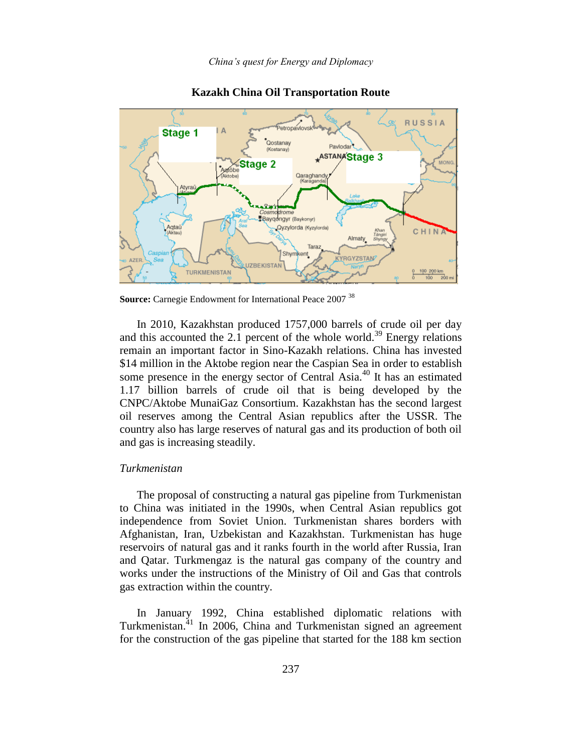**Kazakh China Oil Transportation Route**

**Source:** Carnegie Endowment for International Peace 2007 [38]

In 2010, Kazakhstan produced 1757,000 barrels of crude oil per day and this accounted the 2.1 percent of the whole world.[39] Energy relations remain an important factor in Sino-Kazakh relations. China has invested $14 million in the Aktobe region near the Caspian Sea in order to establish some presence in the energy sector of Central Asia.[40] It has an estimated 1.17 billion barrels of crude oil that is being developed by the CNPC/Aktobe MunaiGaz Consortium. Kazakhstan has the second largest oil reserves among the Central Asian republics after the USSR. The country also has large reserves of natural gas and its production of both oil and gas is increasing steadily.

*Turkmenistan*

The proposal of constructing a natural gas pipeline from Turkmenistan to China was initiated in the 1990s, when Central Asian republics got independence from Soviet Union. Turkmenistan shares borders with Afghanistan, Iran, Uzbekistan and Kazakhstan. Turkmenistan has huge reservoirs of natural gas and it ranks fourth in the world after Russia, Iran and Qatar. Turkmengaz is the natural gas company of the country and works under the instructions of the Ministry of Oil and Gas that controls gas extraction within the country.

In January 1992, China established diplomatic relations with Turkmenistan.[41] In 2006, China and Turkmenistan signed an agreement for the construction of the gas pipeline that started for the 188 km section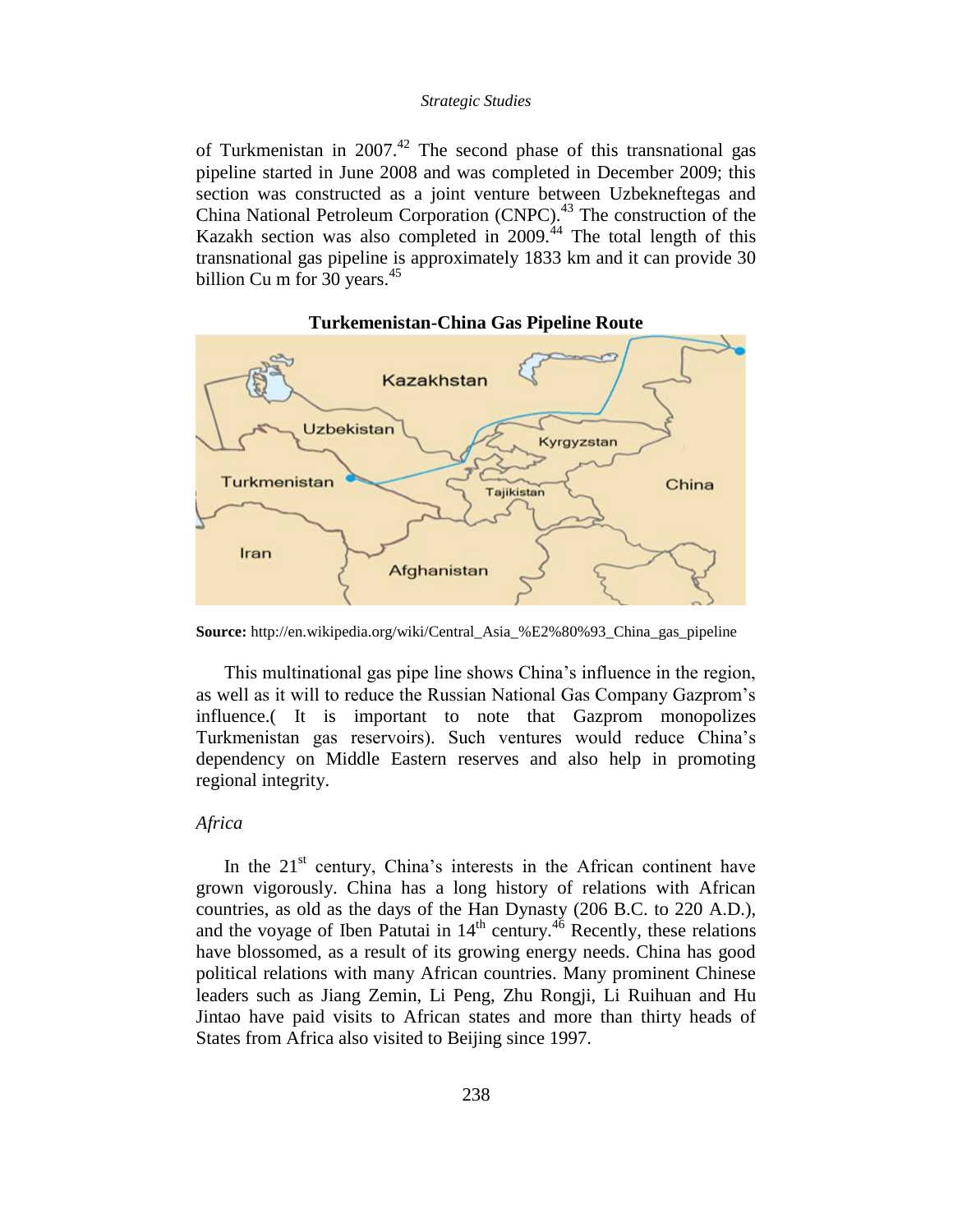of Turkmenistan in 2007.[42] The second phase of this transnational gas pipeline started in June 2008 and was completed in December 2009; this section was constructed as a joint venture between Uzbekneftegas and China National Petroleum Corporation (CNPC).[43] The construction of the Kazakh section was also completed in 2009.[44] The total length of this transnational gas pipeline is approximately 1833 km and it can provide 30 billion Cu m for 30 years.[45]

**Turkemenistan-China Gas Pipeline Route**

Kazakhstan
Uzbekistan
Kyrgyzstan
Turkmenistan
Tajikistan
China
Iran
Afghanistan

**Source:** http://en.wikipedia.org/wiki/Central_Asia_%E2%80%93_China_gas_pipeline

This multinational gas pipe line shows China's influence in the region, as well as it will to reduce the Russian National Gas Company Gazprom's influence.( It is important to note that Gazprom monopolizes Turkmenistan gas reservoirs). Such ventures would reduce China's dependency on Middle Eastern reserves and also help in promoting regional integrity.

*Africa*

In the 21st century, China's interests in the African continent have grown vigorously. China has a long history of relations with African countries, as old as the days of the Han Dynasty (206 B.C. to 220 A.D.), and the voyage of Iben Patutai in 14th century.[46] Recently, these relations have blossomed, as a result of its growing energy needs. China has good political relations with many African countries. Many prominent Chinese leaders such as Jiang Zemin, Li Peng, Zhu Rongji, Li Ruihuan and Hu Jintao have paid visits to African states and more than thirty heads of States from Africa also visited to Beijing since 1997.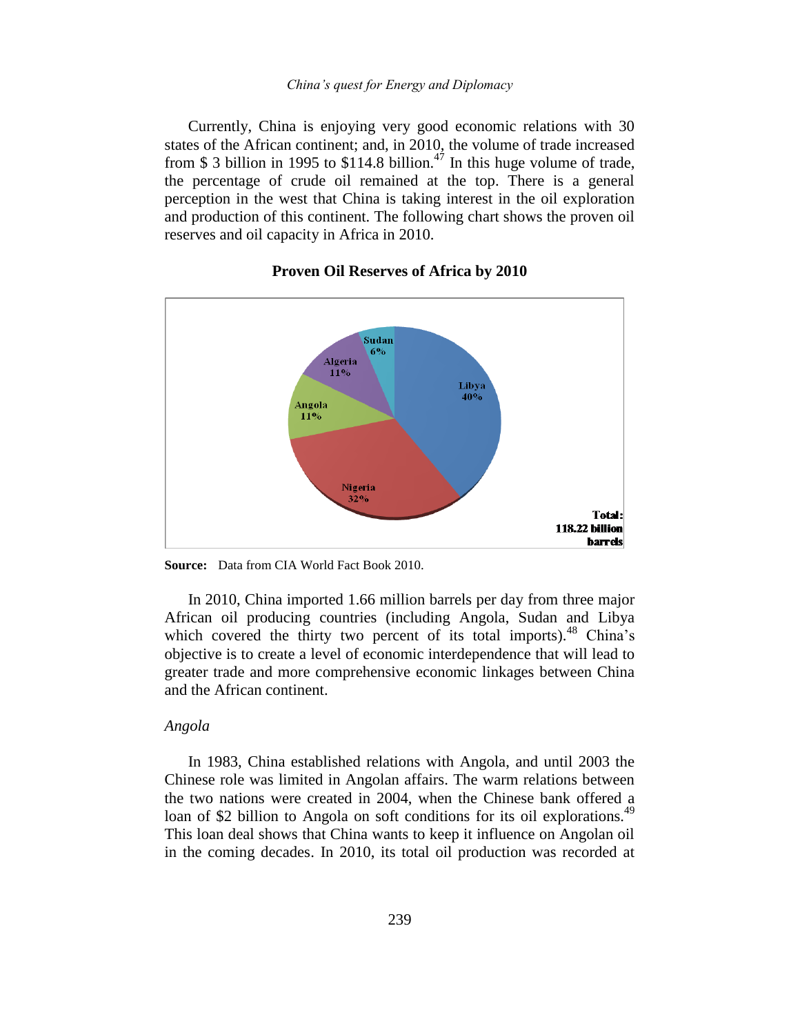Currently, China is enjoying very good economic relations with 30 states of the African continent; and, in 2010, the volume of trade increased from $ 3 billion in 1995 to $114.8 billion.[47] In this huge volume of trade, the percentage of crude oil remained at the top. There is a general perception in the west that China is taking interest in the oil exploration and production of this continent. The following chart shows the proven oil reserves and oil capacity in Africa in 2010.

**Proven Oil Reserves of Africa by 2010**

Sudan 6%
Algeria 11%
Libya 40%
Angola 11%
Nigeria 32%
Total: 118.22 billion barrels

**Source:** Data from CIA World Fact Book 2010.

In 2010, China imported 1.66 million barrels per day from three major African oil producing countries (including Angola, Sudan and Libya which covered the thirty two percent of its total imports).[48] China's objective is to create a level of economic interdependence that will lead to greater trade and more comprehensive economic linkages between China and the African continent.

*Angola*

In 1983, China established relations with Angola, and until 2003 the Chinese role was limited in Angolan affairs. The warm relations between the two nations were created in 2004, when the Chinese bank offered a loan of $2 billion to Angola on soft conditions for its oil explorations.[49] This loan deal shows that China wants to keep it influence on Angolan oil in the coming decades. In 2010, its total oil production was recorded at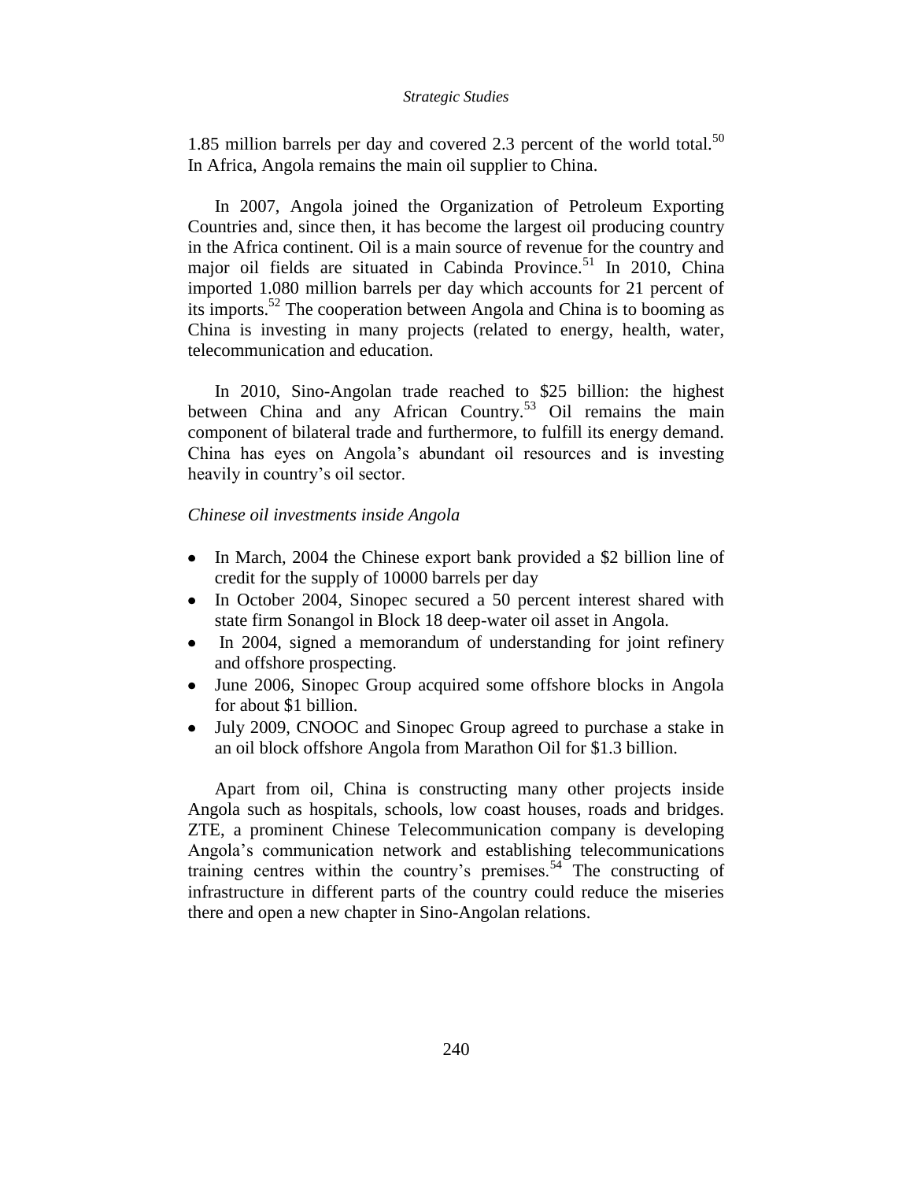1.85 million barrels per day and covered 2.3 percent of the world total.[50] In Africa, Angola remains the main oil supplier to China.

In 2007, Angola joined the Organization of Petroleum Exporting Countries and, since then, it has become the largest oil producing country in the Africa continent. Oil is a main source of revenue for the country and major oil fields are situated in Cabinda Province.[51] In 2010, China imported 1.080 million barrels per day which accounts for 21 percent of its imports.[52] The cooperation between Angola and China is to booming as China is investing in many projects (related to energy, health, water, telecommunication and education.

In 2010, Sino-Angolan trade reached to $25 billion: the highest between China and any African Country.[53] Oil remains the main component of bilateral trade and furthermore, to fulfill its energy demand. China has eyes on Angola's abundant oil resources and is investing heavily in country's oil sector.

*Chinese oil investments inside Angola*

- In March, 2004 the Chinese export bank provided a $2 billion line of credit for the supply of 10000 barrels per day
- In October 2004, Sinopec secured a 50 percent interest shared with state firm Sonangol in Block 18 deep-water oil asset in Angola.
- In 2004, signed a memorandum of understanding for joint refinery and offshore prospecting.
- June 2006, Sinopec Group acquired some offshore blocks in Angola for about $1 billion.
- July 2009, CNOOC and Sinopec Group agreed to purchase a stake in an oil block offshore Angola from Marathon Oil for $1.3 billion.

Apart from oil, China is constructing many other projects inside Angola such as hospitals, schools, low coast houses, roads and bridges. ZTE, a prominent Chinese Telecommunication company is developing Angola's communication network and establishing telecommunications training centres within the country's premises.[54] The constructing of infrastructure in different parts of the country could reduce the miseries there and open a new chapter in Sino-Angolan relations.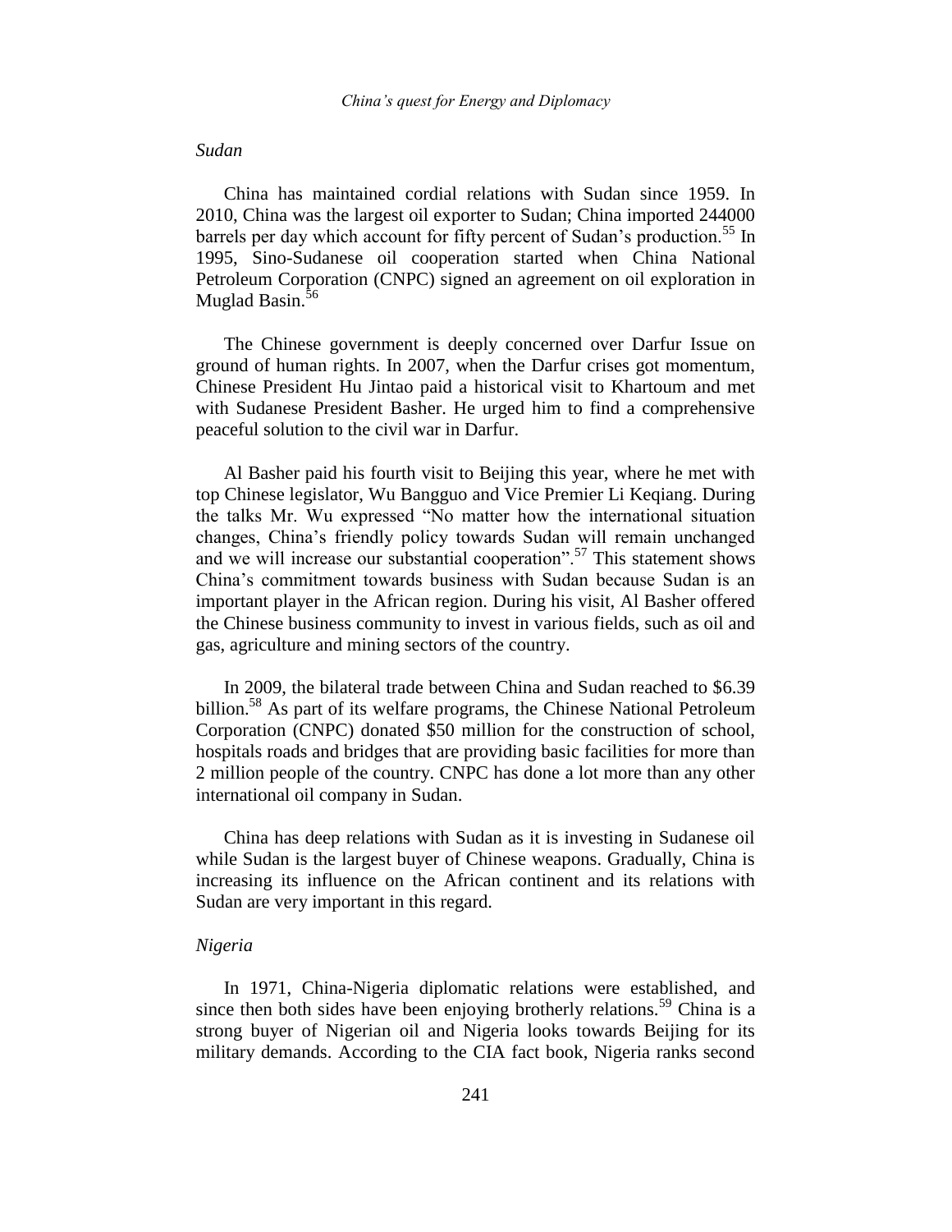### *Sudan*

China has maintained cordial relations with Sudan since 1959. In 2010, China was the largest oil exporter to Sudan; China imported 244000 barrels per day which account for fifty percent of Sudan's production.[55] In 1995, Sino-Sudanese oil cooperation started when China National Petroleum Corporation (CNPC) signed an agreement on oil exploration in Muglad Basin.[56]

The Chinese government is deeply concerned over Darfur Issue on ground of human rights. In 2007, when the Darfur crises got momentum, Chinese President Hu Jintao paid a historical visit to Khartoum and met with Sudanese President Basher. He urged him to find a comprehensive peaceful solution to the civil war in Darfur.

Al Basher paid his fourth visit to Beijing this year, where he met with top Chinese legislator, Wu Bangguo and Vice Premier Li Keqiang. During the talks Mr. Wu expressed "No matter how the international situation changes, China's friendly policy towards Sudan will remain unchanged and we will increase our substantial cooperation".[57] This statement shows China's commitment towards business with Sudan because Sudan is an important player in the African region. During his visit, Al Basher offered the Chinese business community to invest in various fields, such as oil and gas, agriculture and mining sectors of the country.

In 2009, the bilateral trade between China and Sudan reached to \$6.39 billion.[58] As part of its welfare programs, the Chinese National Petroleum Corporation (CNPC) donated \$50 million for the construction of school, hospitals roads and bridges that are providing basic facilities for more than 2 million people of the country. CNPC has done a lot more than any other international oil company in Sudan.

China has deep relations with Sudan as it is investing in Sudanese oil while Sudan is the largest buyer of Chinese weapons. Gradually, China is increasing its influence on the African continent and its relations with Sudan are very important in this regard.

### *Nigeria*

In 1971, China-Nigeria diplomatic relations were established, and since then both sides have been enjoying brotherly relations.[59] China is a strong buyer of Nigerian oil and Nigeria looks towards Beijing for its military demands. According to the CIA fact book, Nigeria ranks second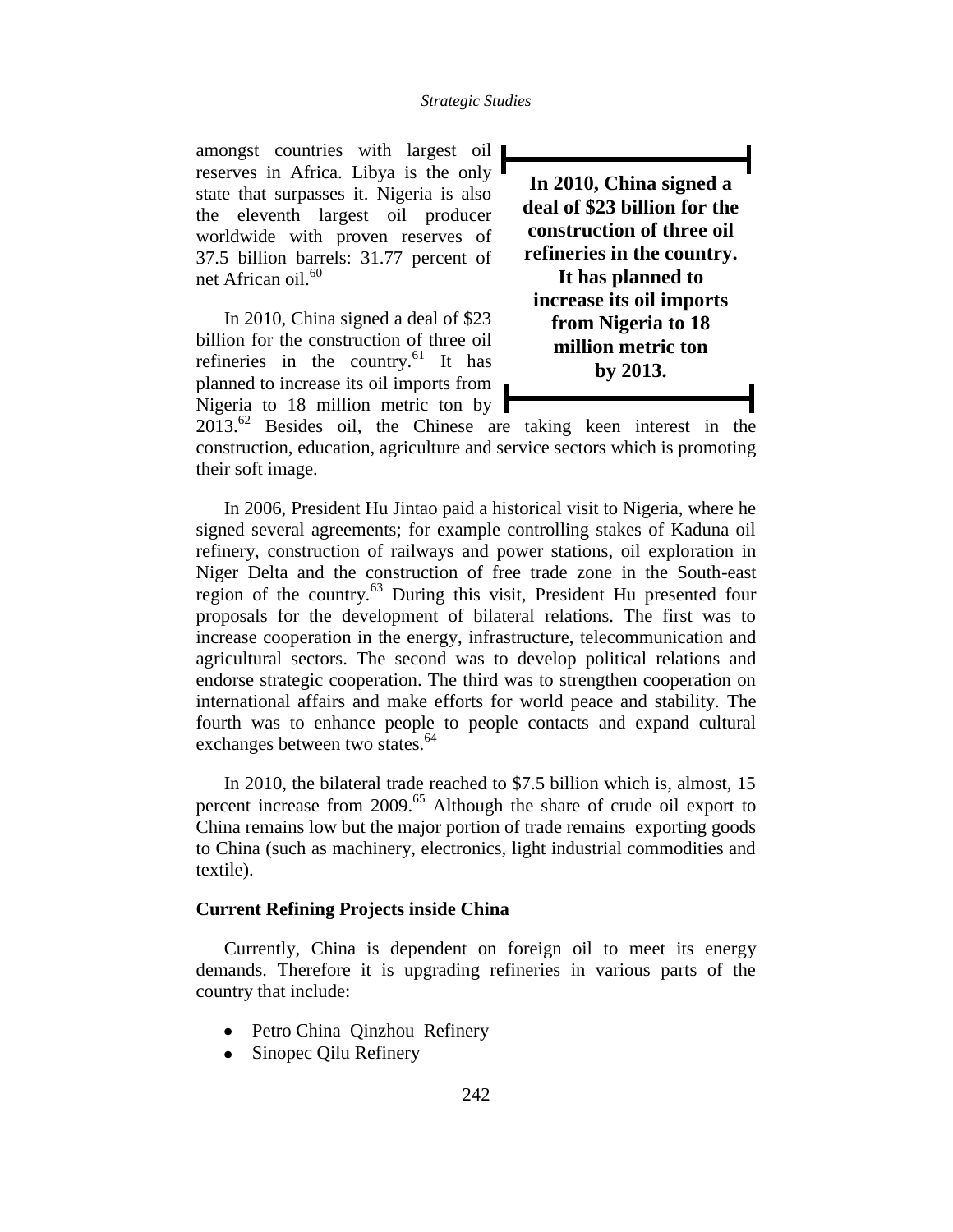amongst countries with largest oil reserves in Africa. Libya is the only state that surpasses it. Nigeria is also the eleventh largest oil producer worldwide with proven reserves of 37.5 billion barrels: 31.77 percent of net African oil.[60]

**In 2010, China signed a deal of $23 billion for the construction of three oil refineries in the country. It has planned to increase its oil imports from Nigeria to 18 million metric ton by 2013.**

In 2010, China signed a deal of $23 billion for the construction of three oil refineries in the country.[61] It has planned to increase its oil imports from Nigeria to 18 million metric ton by 2013.[62] Besides oil, the Chinese are taking keen interest in the construction, education, agriculture and service sectors which is promoting their soft image.

In 2006, President Hu Jintao paid a historical visit to Nigeria, where he signed several agreements; for example controlling stakes of Kaduna oil refinery, construction of railways and power stations, oil exploration in Niger Delta and the construction of free trade zone in the South-east region of the country.[63] During this visit, President Hu presented four proposals for the development of bilateral relations. The first was to increase cooperation in the energy, infrastructure, telecommunication and agricultural sectors. The second was to develop political relations and endorse strategic cooperation. The third was to strengthen cooperation on international affairs and make efforts for world peace and stability. The fourth was to enhance people to people contacts and expand cultural exchanges between two states.[64]

In 2010, the bilateral trade reached to $7.5 billion which is, almost, 15 percent increase from 2009.[65] Although the share of crude oil export to China remains low but the major portion of trade remains exporting goods to China (such as machinery, electronics, light industrial commodities and textile).

### Current Refining Projects inside China

Currently, China is dependent on foreign oil to meet its energy demands. Therefore it is upgrading refineries in various parts of the country that include:

- Petro China Qinzhou Refinery
- Sinopec Qilu Refinery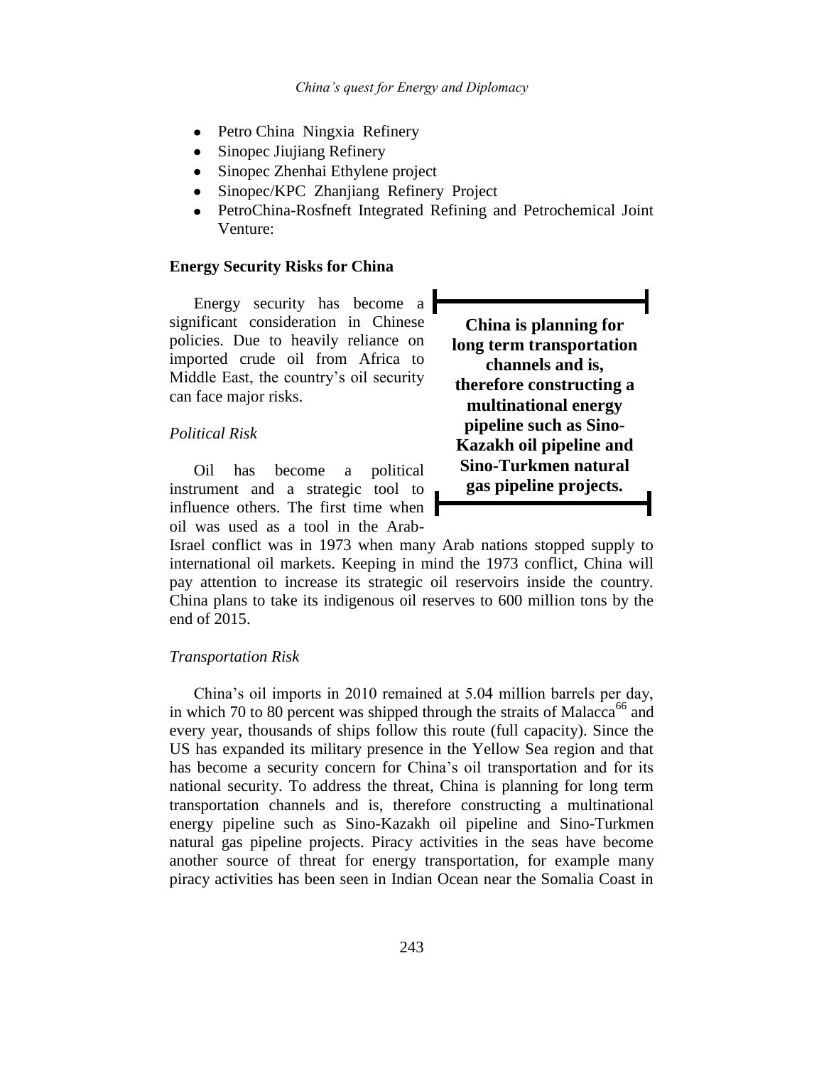- Petro China Ningxia Refinery
- Sinopec Jiujiang Refinery
- Sinopec Zhenhai Ethylene project
- Sinopec/KPC Zhanjiang Refinery Project
- PetroChina-Rosfneft Integrated Refining and Petrochemical Joint Venture:

**Energy Security Risks for China**

Energy security has become a significant consideration in Chinese policies. Due to heavily reliance on imported crude oil from Africa to Middle East, the country's oil security can face major risks.

**China is planning for long term transportation channels and is, therefore constructing a multinational energy pipeline such as Sino-Kazakh oil pipeline and Sino-Turkmen natural gas pipeline projects.**

*Political Risk*

Oil has become a political instrument and a strategic tool to influence others. The first time when oil was used as a tool in the Arab-Israel conflict was in 1973 when many Arab nations stopped supply to international oil markets. Keeping in mind the 1973 conflict, China will pay attention to increase its strategic oil reservoirs inside the country. China plans to take its indigenous oil reserves to 600 million tons by the end of 2015.

*Transportation Risk*

China's oil imports in 2010 remained at 5.04 million barrels per day, in which 70 to 80 percent was shipped through the straits of Malacca[66] and every year, thousands of ships follow this route (full capacity). Since the US has expanded its military presence in the Yellow Sea region and that has become a security concern for China's oil transportation and for its national security. To address the threat, China is planning for long term transportation channels and is, therefore constructing a multinational energy pipeline such as Sino-Kazakh oil pipeline and Sino-Turkmen natural gas pipeline projects. Piracy activities in the seas have become another source of threat for energy transportation, for example many piracy activities has been seen in Indian Ocean near the Somalia Coast in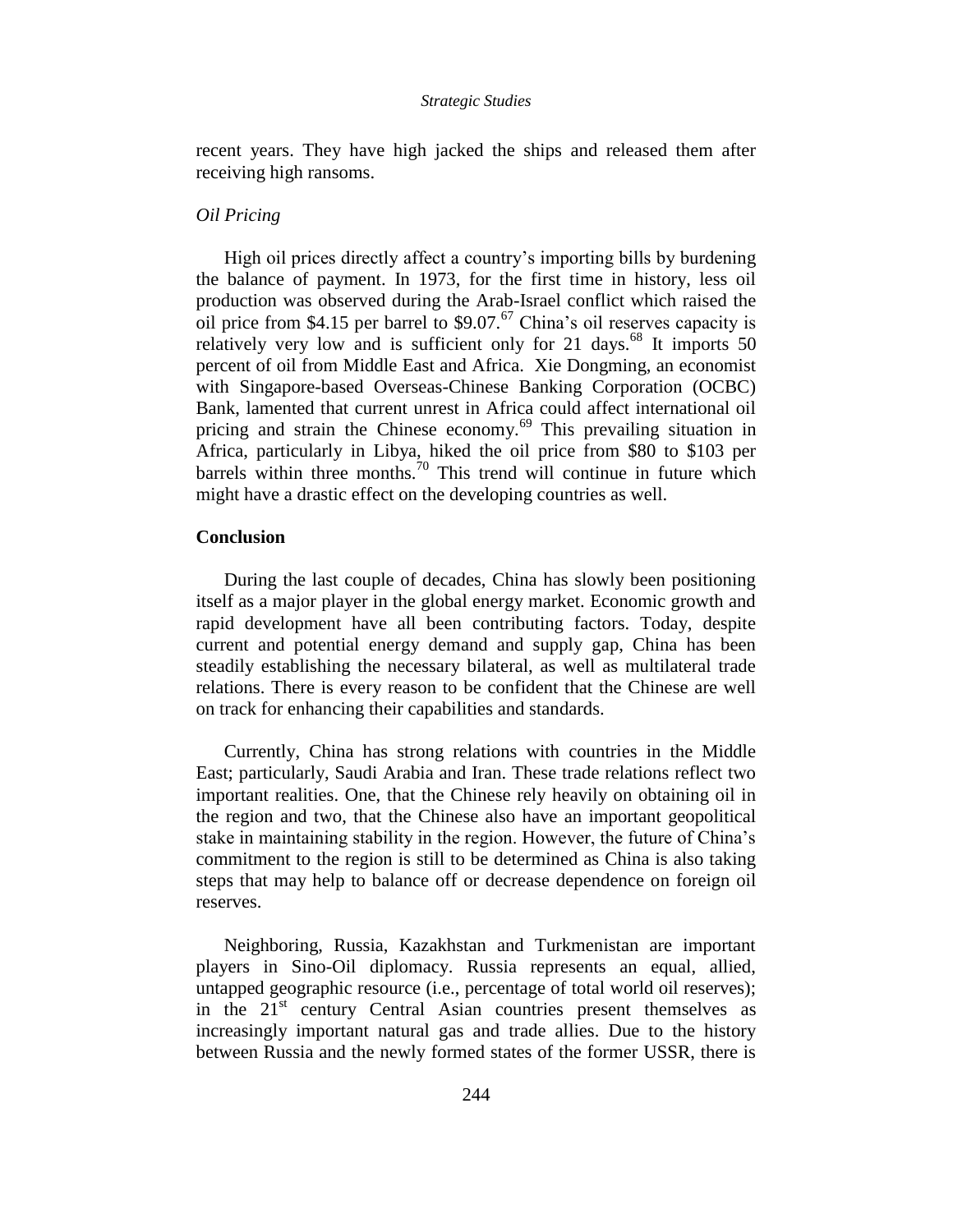recent years. They have high jacked the ships and released them after receiving high ransoms.

### *Oil Pricing*

High oil prices directly affect a country's importing bills by burdening the balance of payment. In 1973, for the first time in history, less oil production was observed during the Arab-Israel conflict which raised the oil price from \$4.15 per barrel to \$9.07.[67] China's oil reserves capacity is relatively very low and is sufficient only for 21 days.[68] It imports 50 percent of oil from Middle East and Africa. Xie Dongming, an economist with Singapore-based Overseas-Chinese Banking Corporation (OCBC) Bank, lamented that current unrest in Africa could affect international oil pricing and strain the Chinese economy.[69] This prevailing situation in Africa, particularly in Libya, hiked the oil price from \$80 to \$103 per barrels within three months.[70] This trend will continue in future which might have a drastic effect on the developing countries as well.

## Conclusion

During the last couple of decades, China has slowly been positioning itself as a major player in the global energy market. Economic growth and rapid development have all been contributing factors. Today, despite current and potential energy demand and supply gap, China has been steadily establishing the necessary bilateral, as well as multilateral trade relations. There is every reason to be confident that the Chinese are well on track for enhancing their capabilities and standards.

Currently, China has strong relations with countries in the Middle East; particularly, Saudi Arabia and Iran. These trade relations reflect two important realities. One, that the Chinese rely heavily on obtaining oil in the region and two, that the Chinese also have an important geopolitical stake in maintaining stability in the region. However, the future of China's commitment to the region is still to be determined as China is also taking steps that may help to balance off or decrease dependence on foreign oil reserves.

Neighboring, Russia, Kazakhstan and Turkmenistan are important players in Sino-Oil diplomacy. Russia represents an equal, allied, untapped geographic resource (i.e., percentage of total world oil reserves); in the 21st century Central Asian countries present themselves as increasingly important natural gas and trade allies. Due to the history between Russia and the newly formed states of the former USSR, there is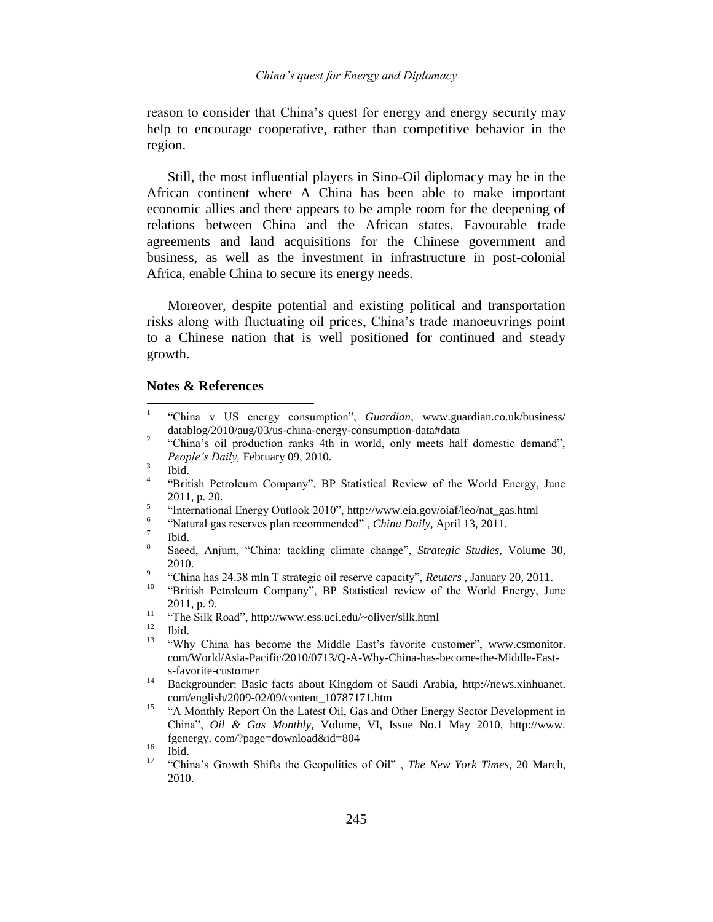reason to consider that China's quest for energy and energy security may help to encourage cooperative, rather than competitive behavior in the region.

Still, the most influential players in Sino-Oil diplomacy may be in the African continent where A China has been able to make important economic allies and there appears to be ample room for the deepening of relations between China and the African states. Favourable trade agreements and land acquisitions for the Chinese government and business, as well as the investment in infrastructure in post-colonial Africa, enable China to secure its energy needs.

Moreover, despite potential and existing political and transportation risks along with fluctuating oil prices, China's trade manoeuvrings point to a Chinese nation that is well positioned for continued and steady growth.

**Notes & References**

1. "China v US energy consumption", *Guardian*, www.guardian.co.uk/business/datablog/2010/aug/03/us-china-energy-consumption-data#data
2. "China's oil production ranks 4th in world, only meets half domestic demand", *People's Daily,* February 09, 2010.
3. Ibid.
4. "British Petroleum Company", BP Statistical Review of the World Energy, June 2011, p. 20.
5. "International Energy Outlook 2010", http://www.eia.gov/oiaf/ieo/nat_gas.html
6. "Natural gas reserves plan recommended" , *China Daily*, April 13, 2011.
7. Ibid.
8. Saeed, Anjum, "China: tackling climate change", *Strategic Studies*, Volume 30, 2010.
9. "China has 24.38 mln T strategic oil reserve capacity", *Reuters* , January 20, 2011.
10. "British Petroleum Company", BP Statistical review of the World Energy, June 2011, p. 9.
11. "The Silk Road", http://www.ess.uci.edu/~oliver/silk.html
12. Ibid.
13. "Why China has become the Middle East's favorite customer", www.csmonitor.com/World/Asia-Pacific/2010/0713/Q-A-Why-China-has-become-the-Middle-East-s-favorite-customer
14. Backgrounder: Basic facts about Kingdom of Saudi Arabia, http://news.xinhuanet.com/english/2009-02/09/content_10787171.htm
15. "A Monthly Report On the Latest Oil, Gas and Other Energy Sector Development in China", *Oil & Gas Monthly*, Volume, VI, Issue No.1 May 2010, http://www.fgenergy. com/?page=download&id=804
16. Ibid.
17. "China's Growth Shifts the Geopolitics of Oil" , *The New York Times*, 20 March, 2010.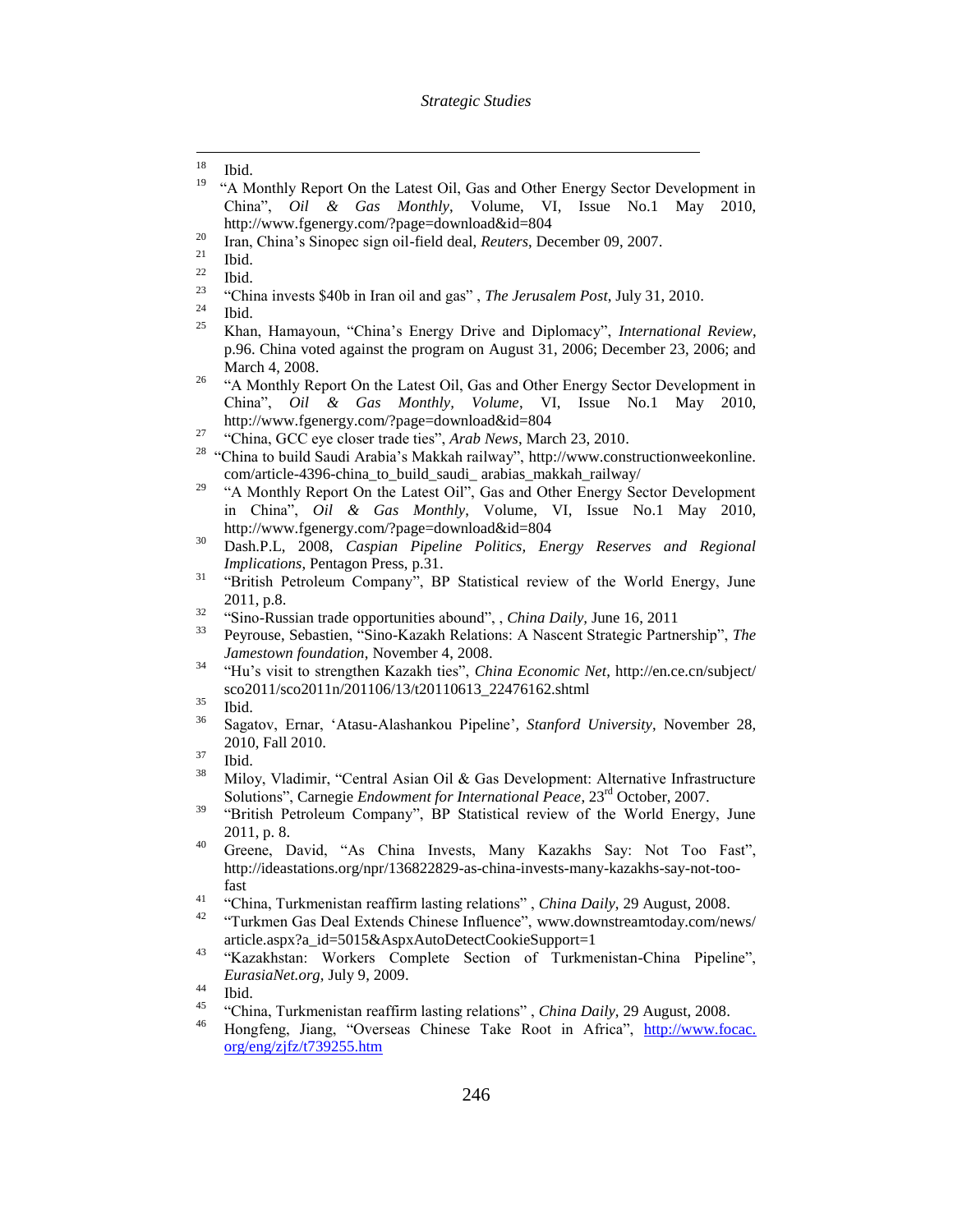[18] Ibid.

[19] "A Monthly Report On the Latest Oil, Gas and Other Energy Sector Development in China", *Oil & Gas Monthly*, Volume, VI, Issue No.1 May 2010, http://www.fgenergy.com/?page=download&id=804

[20] Iran, China's Sinopec sign oil-field deal, *Reuters*, December 09, 2007.

[21] Ibid.

[22] Ibid.

[23] "China invests $40b in Iran oil and gas" , *The Jerusalem Post*, July 31, 2010.

[24] Ibid.

[25] Khan, Hamayoun, "China's Energy Drive and Diplomacy", *International Review*, p.96. China voted against the program on August 31, 2006; December 23, 2006; and March 4, 2008.

[26] "A Monthly Report On the Latest Oil, Gas and Other Energy Sector Development in China", *Oil & Gas Monthly, Volume*, VI, Issue No.1 May 2010, http://www.fgenergy.com/?page=download&id=804

[27] "China, GCC eye closer trade ties", *Arab News*, March 23, 2010.

[28] "China to build Saudi Arabia's Makkah railway", http://www.constructionweekonline.com/article-4396-china_to_build_saudi_ arabias_makkah_railway/

[29] "A Monthly Report On the Latest Oil", Gas and Other Energy Sector Development in China", *Oil & Gas Monthly*, VI, Issue No.1 May 2010, http://www.fgenergy.com/?page=download&id=804

[30] Dash.P.L, 2008, *Caspian Pipeline Politics, Energy Reserves and Regional Implications*, Pentagon Press, p.31.

[31] "British Petroleum Company", BP Statistical review of the World Energy, June 2011, p.8.

[32] "Sino-Russian trade opportunities abound", , *China Daily*, June 16, 2011

[33] Peyrouse, Sebastien, "Sino-Kazakh Relations: A Nascent Strategic Partnership", *The Jamestown foundation*, November 4, 2008.

[34] "Hu's visit to strengthen Kazakh ties", *China Economic Net*, http://en.ce.cn/subject/sco2011/sco2011n/201106/13/t20110613_22476162.shtml

[35] Ibid.

[36] Sagatov, Ernar, 'Atasu-Alashankou Pipeline', *Stanford University*, November 28, 2010, Fall 2010.

[37] Ibid.

[38] Miloy, Vladimir, "Central Asian Oil & Gas Development: Alternative Infrastructure Solutions", Carnegie *Endowment for International Peace*, 23rd October, 2007.

[39] "British Petroleum Company", BP Statistical review of the World Energy, June 2011, p. 8.

[40] Greene, David, "As China Invests, Many Kazakhs Say: Not Too Fast", http://ideastations.org/npr/136822829-as-china-invests-many-kazakhs-say-not-too-fast

[41] "China, Turkmenistan reaffirm lasting relations" , *China Daily*, 29 August, 2008.

[42] "Turkmen Gas Deal Extends Chinese Influence", www.downstreamtoday.com/news/article.aspx?a_id=5015&AspxAutoDetectCookieSupport=1

[43] "Kazakhstan: Workers Complete Section of Turkmenistan-China Pipeline", *EurasiaNet.org*, July 9, 2009.

[44] Ibid.

[45] "China, Turkmenistan reaffirm lasting relations" , *China Daily*, 29 August, 2008.

[46] Hongfeng, Jiang, "Overseas Chinese Take Root in Africa", http://www.focac.org/eng/zjfz/t739255.htm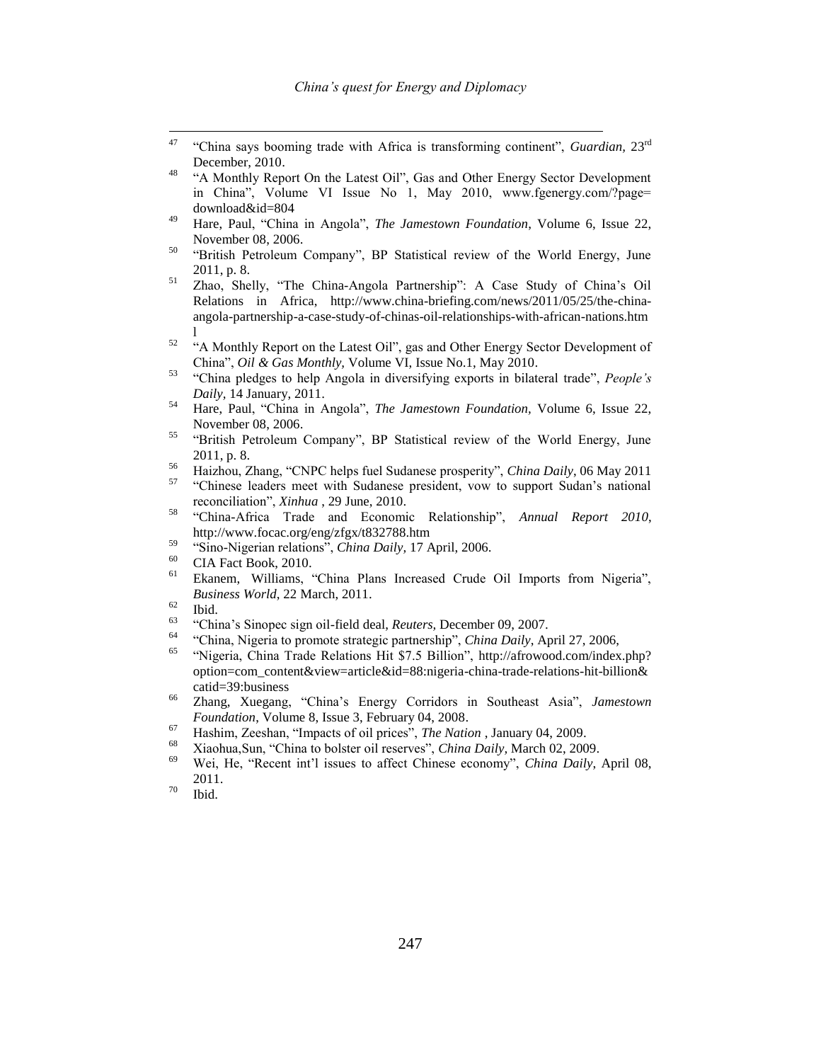47 "China says booming trade with Africa is transforming continent", *Guardian*, 23rd December, 2010.

48 "A Monthly Report On the Latest Oil", Gas and Other Energy Sector Development in China", Volume VI Issue No 1, May 2010, www.fgenergy.com/?page= download&id=804

49 Hare, Paul, "China in Angola", *The Jamestown Foundation*, Volume 6, Issue 22, November 08, 2006.

50 "British Petroleum Company", BP Statistical review of the World Energy, June 2011, p. 8.

51 Zhao, Shelly, "The China-Angola Partnership": A Case Study of China's Oil Relations in Africa, http://www.china-briefing.com/news/2011/05/25/the-china-angola-partnership-a-case-study-of-chinas-oil-relationships-with-african-nations.html

52 "A Monthly Report on the Latest Oil", gas and Other Energy Sector Development of China", *Oil & Gas Monthly*, Volume VI, Issue No.1, May 2010.

53 "China pledges to help Angola in diversifying exports in bilateral trade", *People's Daily*, 14 January, 2011.

54 Hare, Paul, "China in Angola", *The Jamestown Foundation*, Volume 6, Issue 22, November 08, 2006.

55 "British Petroleum Company", BP Statistical review of the World Energy, June 2011, p. 8.

56 Haizhou, Zhang, "CNPC helps fuel Sudanese prosperity", *China Daily*, 06 May 2011

57 "Chinese leaders meet with Sudanese president, vow to support Sudan's national reconciliation", *Xinhua* , 29 June, 2010.

58 "China-Africa Trade and Economic Relationship", *Annual Report 2010*, http://www.focac.org/eng/zfgx/t832788.htm

59 "Sino-Nigerian relations", *China Daily*, 17 April, 2006.

60 CIA Fact Book, 2010.

61 Ekanem, Williams, "China Plans Increased Crude Oil Imports from Nigeria", *Business World*, 22 March, 2011.

62 Ibid.

63 "China's Sinopec sign oil-field deal, *Reuters*, December 09, 2007.

64 "China, Nigeria to promote strategic partnership", *China Daily*, April 27, 2006,

65 "Nigeria, China Trade Relations Hit $7.5 Billion", http://afrowood.com/index.php?option=com_content&view=article&id=88:nigeria-china-trade-relations-hit-billion&catid=39:business

66 Zhang, Xuegang, "China's Energy Corridors in Southeast Asia", *Jamestown Foundation*, Volume 8, Issue 3, February 04, 2008.

67 Hashim, Zeeshan, "Impacts of oil prices", *The Nation* , January 04, 2009.

68 Xiaohua,Sun, "China to bolster oil reserves", *China Daily*, March 02, 2009.

69 Wei, He, "Recent int'l issues to affect Chinese economy", *China Daily*, April 08, 2011.

70 Ibid.